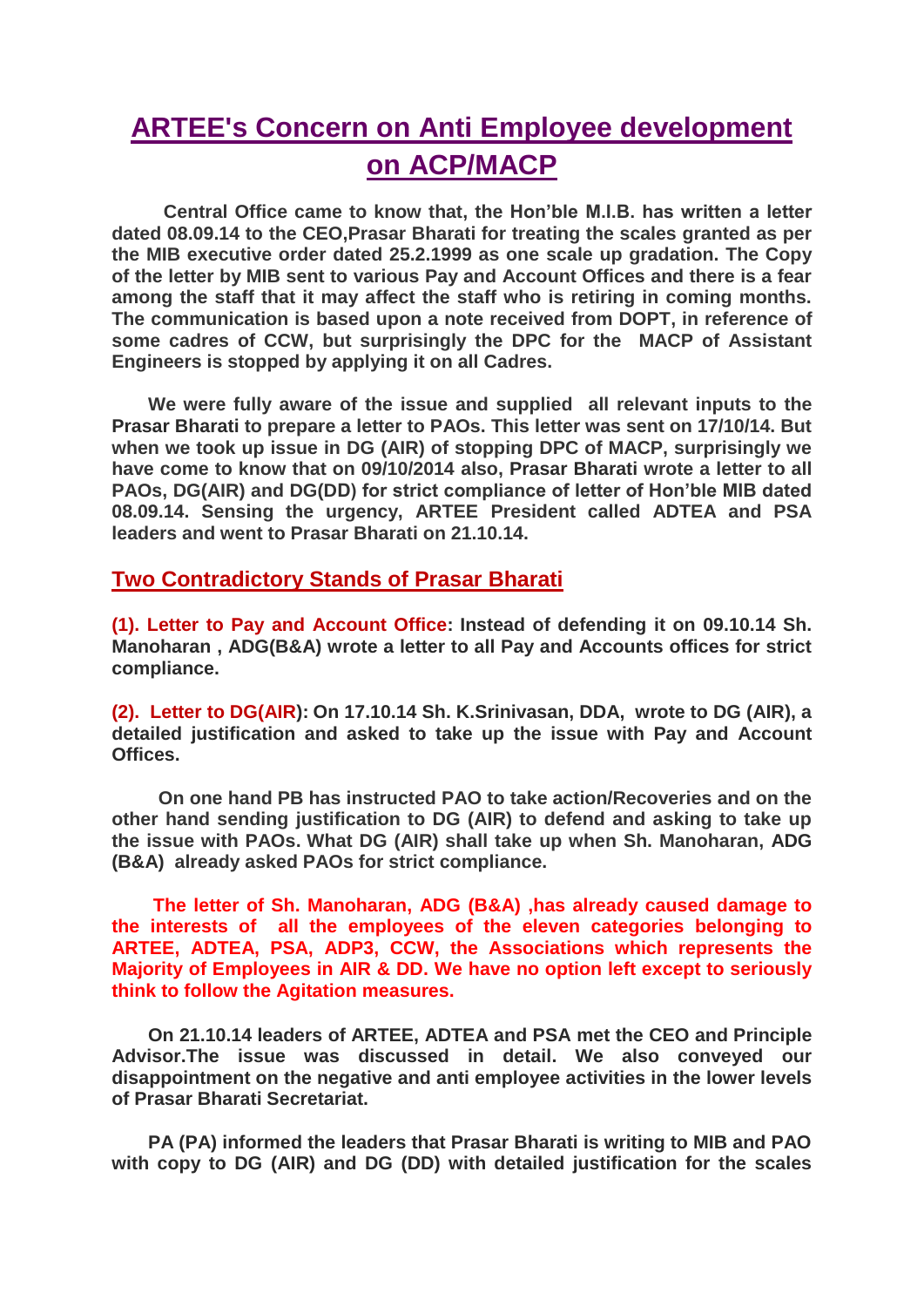# ARTEE's Concern on Anti Employee development on ACP/MACP

**Central Office came to know that, the Hon'ble M.I.B. has written a letter dated 08.09.14 to the CEO,Prasar Bharati for treating the scales granted as per the MIB executive order dated 25.2.1999 as one scale up gradation. The Copy of the letter by MIB sent to various Pay and Account Offices and there is a fear among the staff that it may affect the staff who is retiring in coming months. The communication is based upon a note received from DOPT, in reference of some cadres of CCW, but surprisingly the DPC for the MACP of Assistant Engineers is stopped by applying it on all Cadres.**

**We were fully aware of the issue and supplied all relevant inputs to the Prasar Bharati to prepare a letter to PAOs. This letter was sent on 17/10/14. But when we took up issue in DG (AIR) of stopping DPC of MACP, surprisingly we have come to know that on 09/10/2014 also, Prasar Bharati wrote a letter to all PAOs, DG(AIR) and DG(DD) for strict compliance of letter of Hon'ble MIB dated 08.09.14. Sensing the urgency, ARTEE President called ADTEA and PSA leaders and went to Prasar Bharati on 21.10.14.**

## Two Contradictory Stands of Prasar Bharati

**(1). Letter to Pay and Account Office: Instead of defending it on 09.10.14 Sh. Manoharan , ADG(B&A) wrote a letter to all Pay and Accounts offices for strict compliance.**

**(2). Letter to DG(AIR): On 17.10.14 Sh. K.Srinivasan, DDA, wrote to DG (AIR), a detailed justification and asked to take up the issue with Pay and Account Offices.**

**On one hand PB has instructed PAO to take action/Recoveries and on the other hand sending justification to DG (AIR) to defend and asking to take up the issue with PAOs. What DG (AIR) shall take up when Sh. Manoharan, ADG (B&A) already asked PAOs for strict compliance.**

**The letter of Sh. Manoharan, ADG (B&A) ,has already caused damage to the interests of all the employees of the eleven categories belonging to ARTEE, ADTEA, PSA, ADP3, CCW, the Associations which represents the Majority of Employees in AIR & DD. We have no option left except to seriously think to follow the Agitation measures.**

**On 21.10.14 leaders of ARTEE, ADTEA and PSA met the CEO and Principle Advisor.The issue was discussed in detail. We also conveyed our disappointment on the negative and anti employee activities in the lower levels of Prasar Bharati Secretariat.**

**PA (PA) informed the leaders that Prasar Bharati is writing to MIB and PAO with copy to DG (AIR) and DG (DD) with detailed justification for the scales**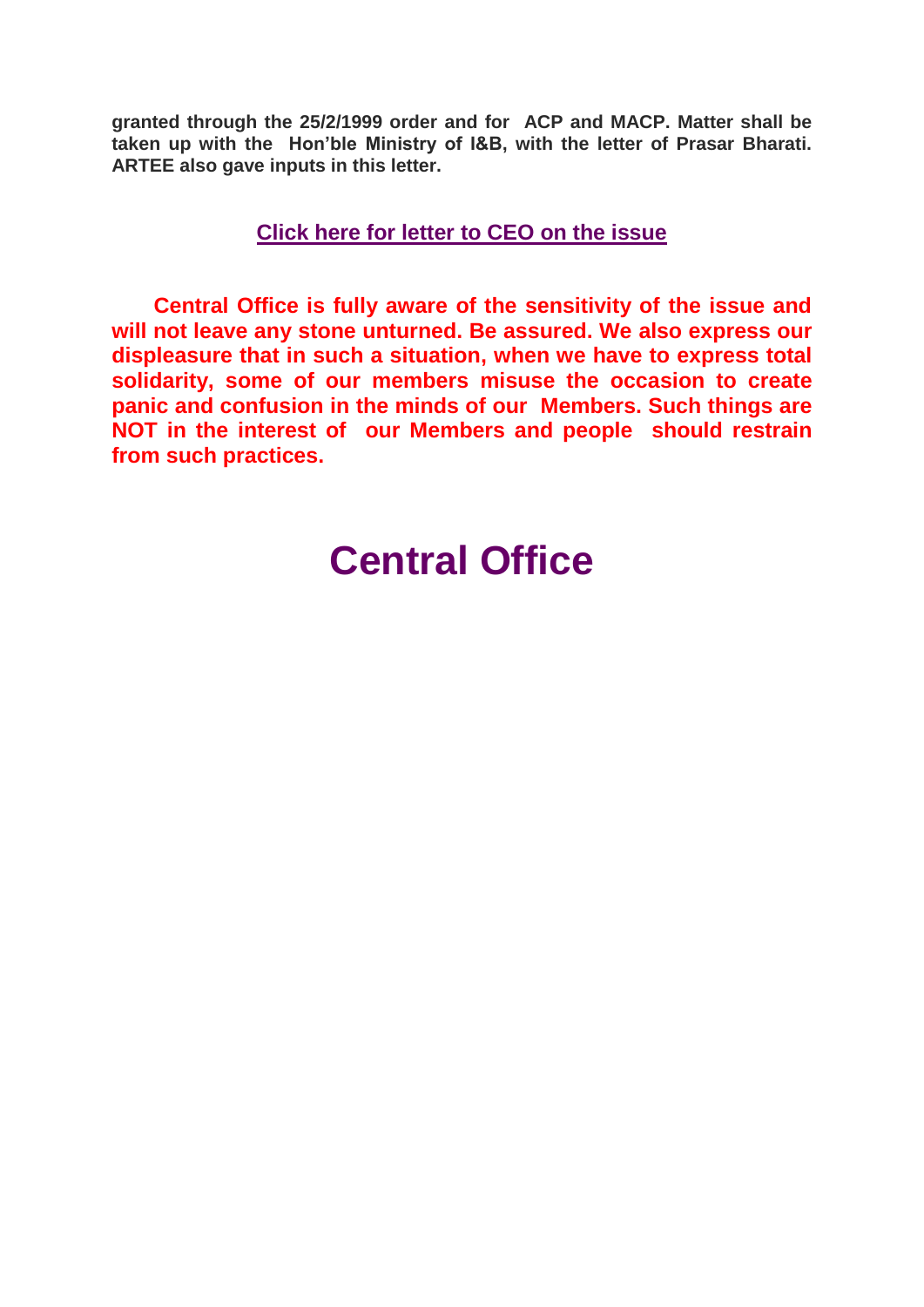**granted through the 25/2/1999 order and for ACP and MACP. Matter shall be taken up with the Hon'ble Ministry of I&B, with the letter of Prasar Bharati. ARTEE also gave inputs in this letter.**

**Click here for letter to CEO on the issue**

**Central Office is fully aware of the sensitivity of the issue and will not leave any stone unturned. Be assured. We also express our displeasure that in such a situation, when we have to express total solidarity, some of our members misuse the occasion to create panic and confusion in the minds of our Members. Such things are NOT in the interest of our Members and people should restrain from such practices.**

# Central Office